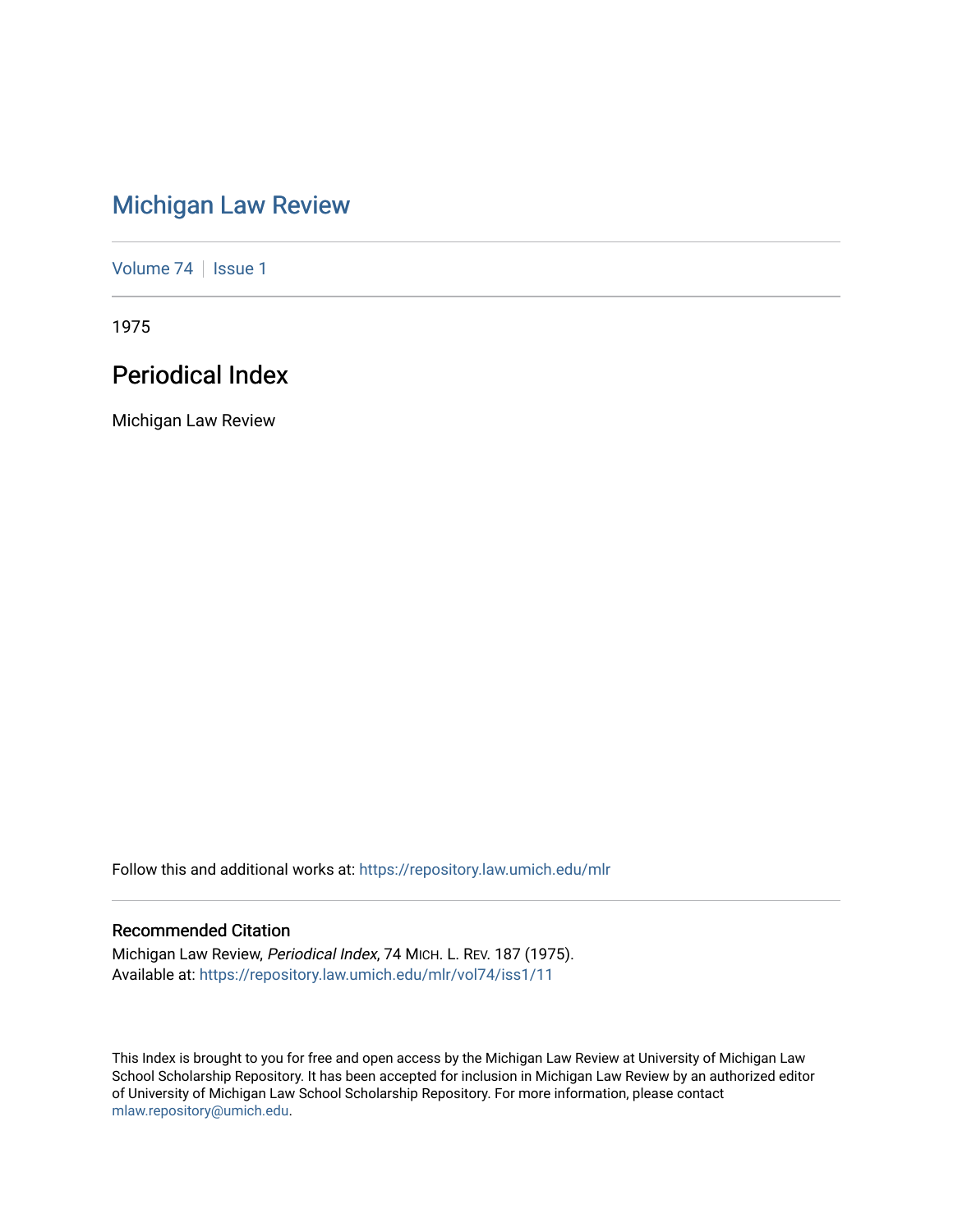# Michigan Law Review

Volume 74 | Issue 1

1975

## Periodical Index

Michigan Law Review

Follow this and additional works at: https://repository.law.umich.edu/mlr

### Recommended Citation

Michigan Law Review, *Periodical Index*, 74 MICH. L. REV. 187 (1975).
Available at: https://repository.law.umich.edu/mlr/vol74/iss1/11

This Index is brought to you for free and open access by the Michigan Law Review at University of Michigan Law School Scholarship Repository. It has been accepted for inclusion in Michigan Law Review by an authorized editor of University of Michigan Law School Scholarship Repository. For more information, please contact mlaw.repository@umich.edu.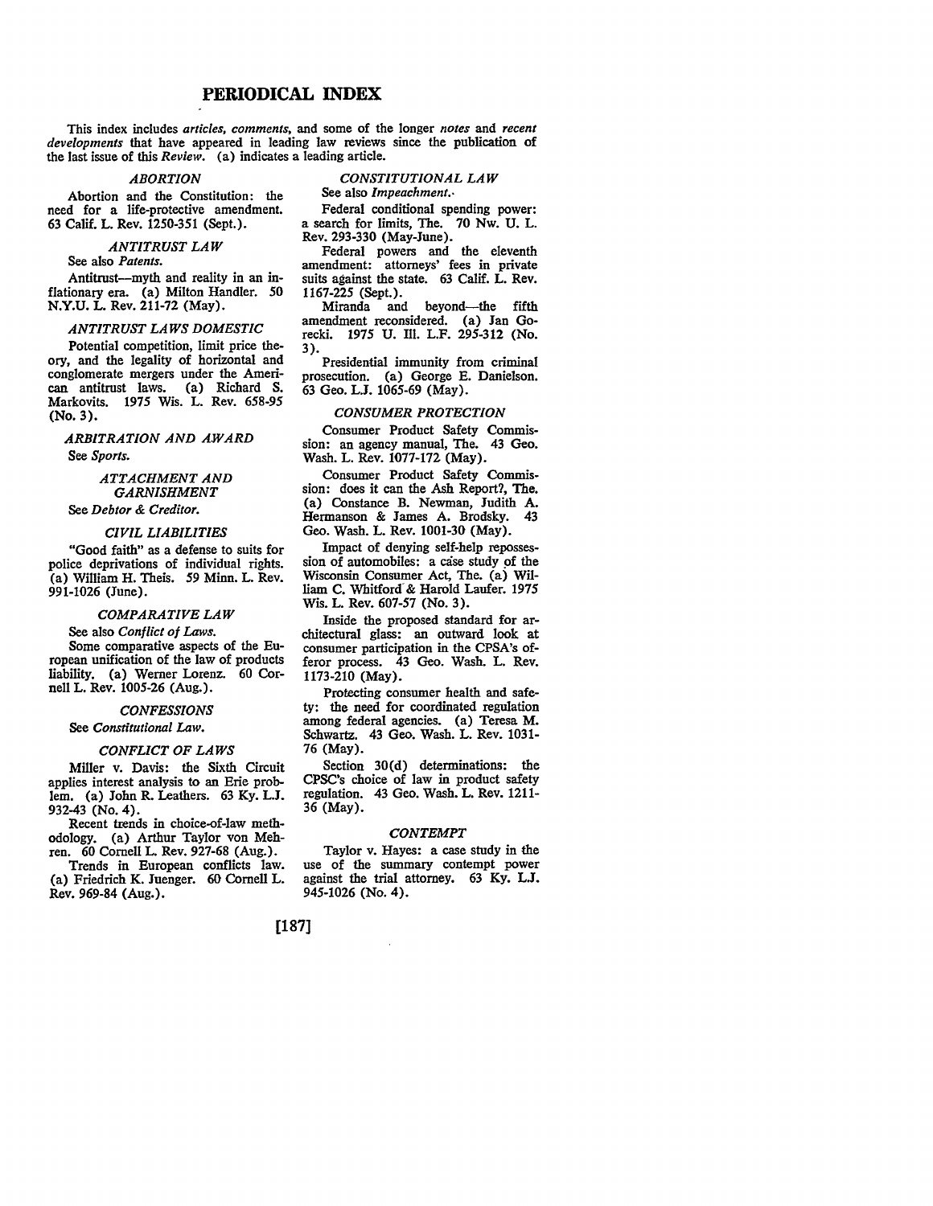# PERIODICAL INDEX

This index includes *articles, comments*, and some of the longer *notes* and *recent developments* that have appeared in leading law reviews since the publication of the last issue of this *Review*. (a) indicates a leading article.

### *ABORTION*

Abortion and the Constitution: the need for a life-protective amendment. 63 Calif. L. Rev. 1250-351 (Sept.).

### *ANTITRUST LAW*

See also *Patents*.

Antitrust—myth and reality in an inflationary era. (a) Milton Handler. 50 N.Y.U. L. Rev. 211-72 (May).

### *ANTITRUST LAWS DOMESTIC*

Potential competition, limit price theory, and the legality of horizontal and conglomerate mergers under the American antitrust laws. (a) Richard S. Markovits. 1975 Wis. L. Rev. 658-95 (No. 3).

### *ARBITRATION AND AWARD*

See *Sports*.

### *ATTACHMENT AND GARNISHMENT*

See *Debtor & Creditor*.

### *CIVIL LIABILITIES*

"Good faith" as a defense to suits for police deprivations of individual rights. (a) William H. Theis. 59 Minn. L. Rev. 991-1026 (June).

### *COMPARATIVE LAW*

See also *Conflict of Laws*.

Some comparative aspects of the European unification of the law of products liability. (a) Werner Lorenz. 60 Cornell L. Rev. 1005-26 (Aug.).

### *CONFESSIONS*

See *Constitutional Law*.

### *CONFLICT OF LAWS*

Miller v. Davis: the Sixth Circuit applies interest analysis to an Erie problem. (a) John R. Leathers. 63 Ky. L.J. 932-43 (No. 4).

Recent trends in choice-of-law methodology. (a) Arthur Taylor von Mehren. 60 Cornell L. Rev. 927-68 (Aug.).

Trends in European conflicts law. (a) Friedrich K. Juenger. 60 Cornell L. Rev. 969-84 (Aug.).

### *CONSTITUTIONAL LAW*

See also *Impeachment*.

Federal conditional spending power: a search for limits, The. 70 Nw. U. L. Rev. 293-330 (May-June).

Federal powers and the eleventh amendment: attorneys' fees in private suits against the state. 63 Calif. L. Rev. 1167-225 (Sept.).

Miranda and beyond—the fifth amendment reconsidered. (a) Jan Gorecki. 1975 U. Ill. L.F. 295-312 (No. 3).

Presidential immunity from criminal prosecution. (a) George E. Danielson. 63 Geo. L.J. 1065-69 (May).

### *CONSUMER PROTECTION*

Consumer Product Safety Commission: an agency manual, The. 43 Geo. Wash. L. Rev. 1077-172 (May).

Consumer Product Safety Commission: does it can the Ash Report?, The. (a) Constance B. Newman, Judith A. Hermanson & James A. Brodsky. 43 Geo. Wash. L. Rev. 1001-30 (May).

Impact of denying self-help repossession of automobiles: a case study of the Wisconsin Consumer Act, The. (a) William C. Whitford & Harold Laufer. 1975 Wis. L. Rev. 607-57 (No. 3).

Inside the proposed standard for architectural glass: an outward look at consumer participation in the CPSA's offeror process. 43 Geo. Wash. L. Rev. 1173-210 (May).

Protecting consumer health and safety: the need for coordinated regulation among federal agencies. (a) Teresa M. Schwartz. 43 Geo. Wash. L. Rev. 1031-76 (May).

Section 30(d) determinations: the CPSC's choice of law in product safety regulation. 43 Geo. Wash. L. Rev. 1211-36 (May).

### *CONTEMPT*

Taylor v. Hayes: a case study in the use of the summary contempt power against the trial attorney. 63 Ky. L.J. 945-1026 (No. 4).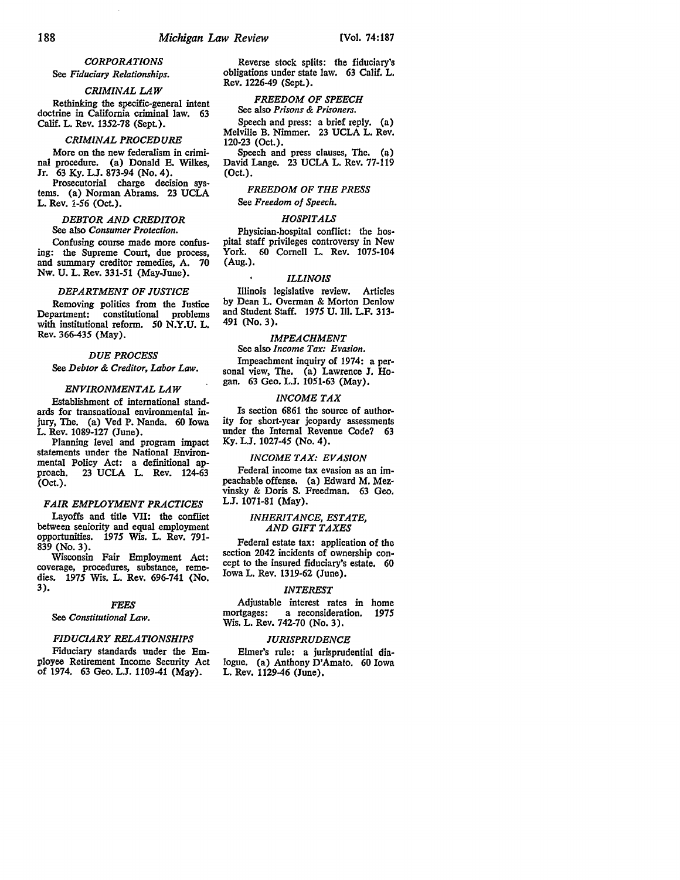*CORPORATIONS*

See *Fiduciary Relationships.*

*CRIMINAL LAW*

Rethinking the specific-general intent doctrine in California criminal law. 63 Calif. L. Rev. 1352-78 (Sept.).

*CRIMINAL PROCEDURE*

More on the new federalism in criminal procedure. (a) Donald E. Wilkes, Jr. 63 Ky. L.J. 873-94 (No. 4).

Prosecutorial charge decision systems. (a) Norman Abrams. 23 UCLA L. Rev. 1-56 (Oct.).

*DEBTOR AND CREDITOR*

See also *Consumer Protection.*

Confusing course made more confusing: the Supreme Court, due process, and summary creditor remedies, A. 70 Nw. U. L. Rev. 331-51 (May-June).

*DEPARTMENT OF JUSTICE*

Removing politics from the Justice Department: constitutional problems with institutional reform. 50 N.Y.U. L. Rev. 366-435 (May).

*DUE PROCESS*

See *Debtor & Creditor, Labor Law.*

*ENVIRONMENTAL LAW*

Establishment of international standards for transnational environmental injury, The. (a) Ved P. Nanda. 60 Iowa L. Rev. 1089-127 (June).

Planning level and program impact statements under the National Environmental Policy Act: a definitional approach. 23 UCLA L. Rev. 124-63 (Oct.).

*FAIR EMPLOYMENT PRACTICES*

Layoffs and title VII: the conflict between seniority and equal employment opportunities. 1975 Wis. L. Rev. 791-839 (No. 3).

Wisconsin Fair Employment Act: coverage, procedures, substance, remedies. 1975 Wis. L. Rev. 696-741 (No. 3).

*FEES*

See *Constitutional Law.*

*FIDUCIARY RELATIONSHIPS*

Fiduciary standards under the Employee Retirement Income Security Act of 1974. 63 Geo. L.J. 1109-41 (May).

Reverse stock splits: the fiduciary's obligations under state law. 63 Calif. L. Rev. 1226-49 (Sept.).

*FREEDOM OF SPEECH*

See also *Prisons & Prisoners.*

Speech and press: a brief reply. (a) Melville B. Nimmer. 23 UCLA L. Rev. 120-23 (Oct.).

Speech and press clauses, The. (a) David Lange. 23 UCLA L. Rev. 77-119 (Oct.).

*FREEDOM OF THE PRESS*

See *Freedom of Speech.*

*HOSPITALS*

Physician-hospital conflict: the hospital staff privileges controversy in New York. 60 Cornell L. Rev. 1075-104 (Aug.).

*ILLINOIS*

Illinois legislative review. Articles by Dean L. Overman & Morton Denlow and Student Staff. 1975 U. Ill. L.F. 313-491 (No. 3).

*IMPEACHMENT*

See also *Income Tax: Evasion.*

Impeachment inquiry of 1974: a personal view, The. (a) Lawrence J. Hogan. 63 Geo. L.J. 1051-63 (May).

*INCOME TAX*

Is section 6861 the source of authority for short-year jeopardy assessments under the Internal Revenue Code? 63 Ky. L.J. 1027-45 (No. 4).

*INCOME TAX: EVASION*

Federal income tax evasion as an impeachable offense. (a) Edward M. Mezvinsky & Doris S. Freedman. 63 Geo. L.J. 1071-81 (May).

*INHERITANCE, ESTATE, AND GIFT TAXES*

Federal estate tax: application of the section 2042 incidents of ownership concept to the insured fiduciary's estate. 60 Iowa L. Rev. 1319-62 (June).

*INTEREST*

Adjustable interest rates in home mortgages: a reconsideration. 1975 Wis. L. Rev. 742-70 (No. 3).

*JURISPRUDENCE*

Elmer's rule: a jurisprudential dialogue. (a) Anthony D'Amato. 60 Iowa L. Rev. 1129-46 (June).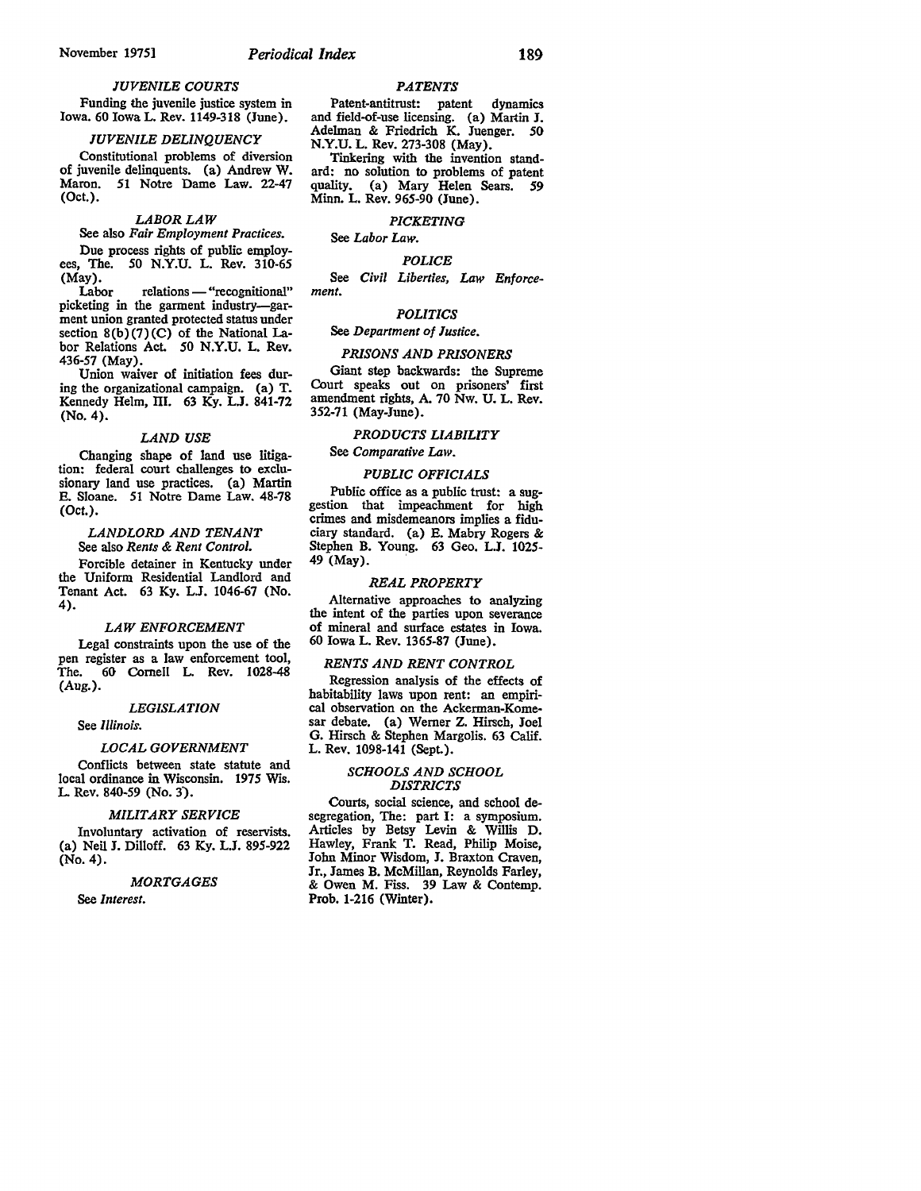### *JUVENILE COURTS*

Funding the juvenile justice system in Iowa. 60 Iowa L. Rev. 1149-318 (June).

### *JUVENILE DELINQUENCY*

Constitutional problems of diversion of juvenile delinquents. (a) Andrew W. Maron. 51 Notre Dame Law. 22-47 (Oct.).

### *LABOR LAW*

See also *Fair Employment Practices.*

Due process rights of public employees, The. 50 N.Y.U. L. Rev. 310-65 (May).

Labor relations — "recognitional" picketing in the garment industry—garment union granted protected status under section 8(b)(7)(C) of the National Labor Relations Act. 50 N.Y.U. L. Rev. 436-57 (May).

Union waiver of initiation fees during the organizational campaign. (a) T. Kennedy Helm, III. 63 Ky. L.J. 841-72 (No. 4).

### *LAND USE*

Changing shape of land use litigation: federal court challenges to exclusionary land use practices. (a) Martin E. Sloane. 51 Notre Dame Law. 48-78 (Oct.).

### *LANDLORD AND TENANT*

See also *Rents & Rent Control.*

Forcible detainer in Kentucky under the Uniform Residential Landlord and Tenant Act. 63 Ky. L.J. 1046-67 (No. 4).

### *LAW ENFORCEMENT*

Legal constraints upon the use of the pen register as a law enforcement tool, The. 60 Cornell L. Rev. 1028-48 (Aug.).

### *LEGISLATION*

See *Illinois.*

### *LOCAL GOVERNMENT*

Conflicts between state statute and local ordinance in Wisconsin. 1975 Wis. L. Rev. 840-59 (No. 3).

### *MILITARY SERVICE*

Involuntary activation of reservists. (a) Neil J. Dilloff. 63 Ky. L.J. 895-922 (No. 4).

### *MORTGAGES*

See *Interest.*

### *PATENTS*

Patent-antitrust: patent dynamics and field-of-use licensing. (a) Martin J. Adelman & Friedrich K. Juenger. 50 N.Y.U. L. Rev. 273-308 (May).

Tinkering with the invention standard: no solution to problems of patent quality. (a) Mary Helen Sears. 59 Minn. L. Rev. 965-90 (June).

### *PICKETING*

See *Labor Law.*

### *POLICE*

See *Civil Liberties, Law Enforcement.*

### *POLITICS*

See *Department of Justice.*

### *PRISONS AND PRISONERS*

Giant step backwards: the Supreme Court speaks out on prisoners' first amendment rights, A. 70 Nw. U. L. Rev. 352-71 (May-June).

### *PRODUCTS LIABILITY*

See *Comparative Law.*

### *PUBLIC OFFICIALS*

Public office as a public trust: a suggestion that impeachment for high crimes and misdemeanors implies a fiduciary standard. (a) E. Mabry Rogers & Stephen B. Young. 63 Geo. L.J. 1025-49 (May).

### *REAL PROPERTY*

Alternative approaches to analyzing the intent of the parties upon severance of mineral and surface estates in Iowa. 60 Iowa L. Rev. 1365-87 (June).

### *RENTS AND RENT CONTROL*

Regression analysis of the effects of habitability laws upon rent: an empirical observation on the Ackerman-Komesar debate. (a) Werner Z. Hirsch, Joel G. Hirsch & Stephen Margolis. 63 Calif. L. Rev. 1098-141 (Sept.).

### *SCHOOLS AND SCHOOL DISTRICTS*

Courts, social science, and school desegregation, The: part I: a symposium. Articles by Betsy Levin & Willis D. Hawley, Frank T. Read, Philip Moise, John Minor Wisdom, J. Braxton Craven, Jr., James B. McMillan, Reynolds Farley, & Owen M. Fiss. 39 Law & Contemp. Prob. 1-216 (Winter).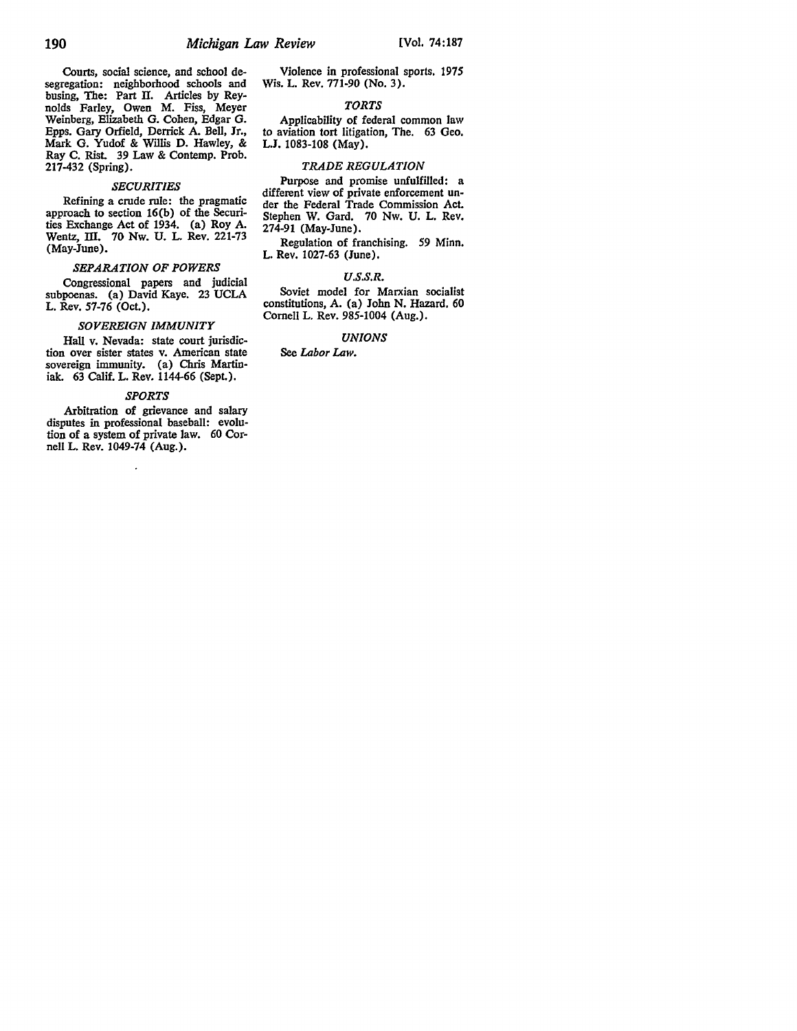Courts, social science, and school desegregation: neighborhood schools and busing, The: Part II. Articles by Reynolds Farley, Owen M. Fiss, Meyer Weinberg, Elizabeth G. Cohen, Edgar G. Epps. Gary Orfield, Derrick A. Bell, Jr., Mark G. Yudof & Willis D. Hawley, & Ray C. Rist. 39 Law & Contemp. Prob. 217-432 (Spring).

### *SECURITIES*

Refining a crude rule: the pragmatic approach to section 16(b) of the Securities Exchange Act of 1934. (a) Roy A. Wentz, III. 70 Nw. U. L. Rev. 221-73 (May-June).

### *SEPARATION OF POWERS*

Congressional papers and judicial subpoenas. (a) David Kaye. 23 UCLA L. Rev. 57-76 (Oct.).

### *SOVEREIGN IMMUNITY*

Hall v. Nevada: state court jurisdiction over sister states v. American state sovereign immunity. (a) Chris Martiniak. 63 Calif. L. Rev. 1144-66 (Sept.).

### *SPORTS*

Arbitration of grievance and salary disputes in professional baseball: evolution of a system of private law. 60 Cornell L. Rev. 1049-74 (Aug.).

Violence in professional sports. 1975 Wis. L. Rev. 771-90 (No. 3).

### *TORTS*

Applicability of federal common law to aviation tort litigation, The. 63 Geo. L.J. 1083-108 (May).

### *TRADE REGULATION*

Purpose and promise unfulfilled: a different view of private enforcement under the Federal Trade Commission Act. Stephen W. Gard. 70 Nw. U. L. Rev. 274-91 (May-June).

Regulation of franchising. 59 Minn. L. Rev. 1027-63 (June).

### *U.S.S.R.*

Soviet model for Marxian socialist constitutions, A. (a) John N. Hazard. 60 Cornell L. Rev. 985-1004 (Aug.).

### *UNIONS*

See *Labor Law*.